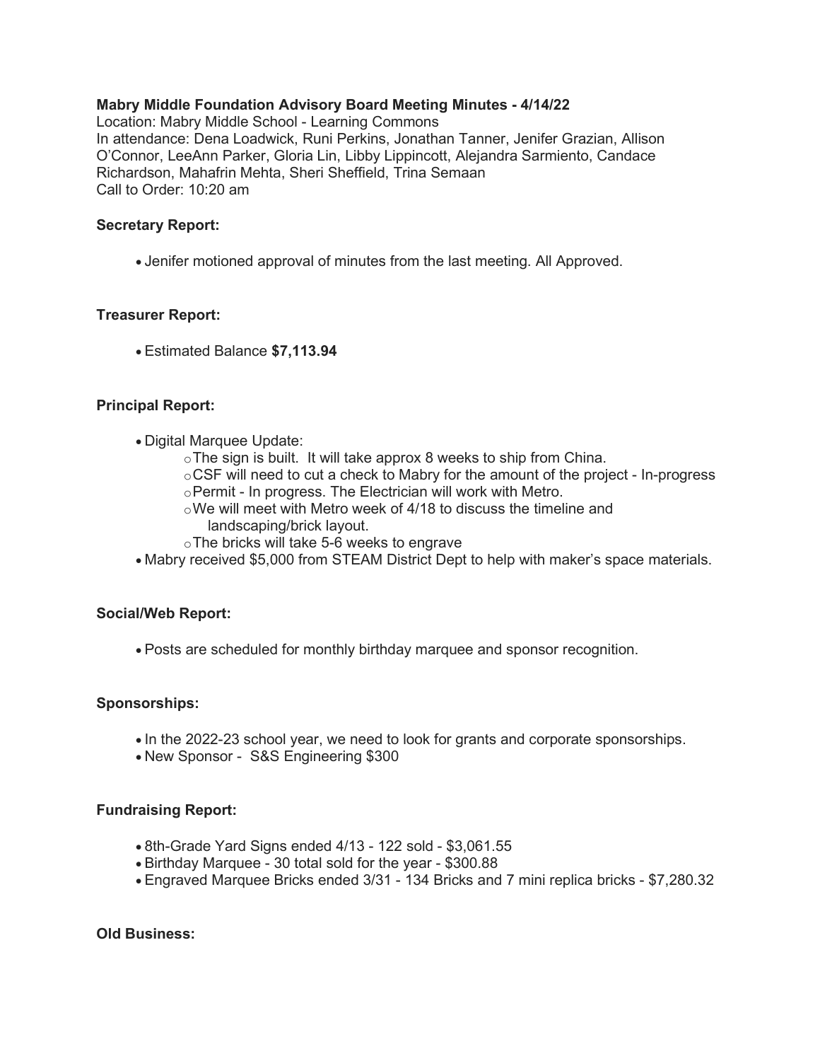**Mabry Middle Foundation Advisory Board Meeting Minutes - 4/14/22**

Location: Mabry Middle School - Learning Commons
In attendance: Dena Loadwick, Runi Perkins, Jonathan Tanner, Jenifer Grazian, Allison O'Connor, LeeAnn Parker, Gloria Lin, Libby Lippincott, Alejandra Sarmiento, Candace Richardson, Mahafrin Mehta, Sheri Sheffield, Trina Semaan
Call to Order: 10:20 am

**Secretary Report:**

- Jenifer motioned approval of minutes from the last meeting. All Approved.

**Treasurer Report:**

- Estimated Balance **$7,113.94**

**Principal Report:**

- Digital Marquee Update:
  - The sign is built. It will take approx 8 weeks to ship from China.
  - CSF will need to cut a check to Mabry for the amount of the project - In-progress
  - Permit - In progress. The Electrician will work with Metro.
  - We will meet with Metro week of 4/18 to discuss the timeline and landscaping/brick layout.
  - The bricks will take 5-6 weeks to engrave
- Mabry received $5,000 from STEAM District Dept to help with maker's space materials.

**Social/Web Report:**

- Posts are scheduled for monthly birthday marquee and sponsor recognition.

**Sponsorships:**

- In the 2022-23 school year, we need to look for grants and corporate sponsorships.
- New Sponsor - S&S Engineering $300

**Fundraising Report:**

- 8th-Grade Yard Signs ended 4/13 - 122 sold - $3,061.55
- Birthday Marquee - 30 total sold for the year - $300.88
- Engraved Marquee Bricks ended 3/31 - 134 Bricks and 7 mini replica bricks - $7,280.32

**Old Business:**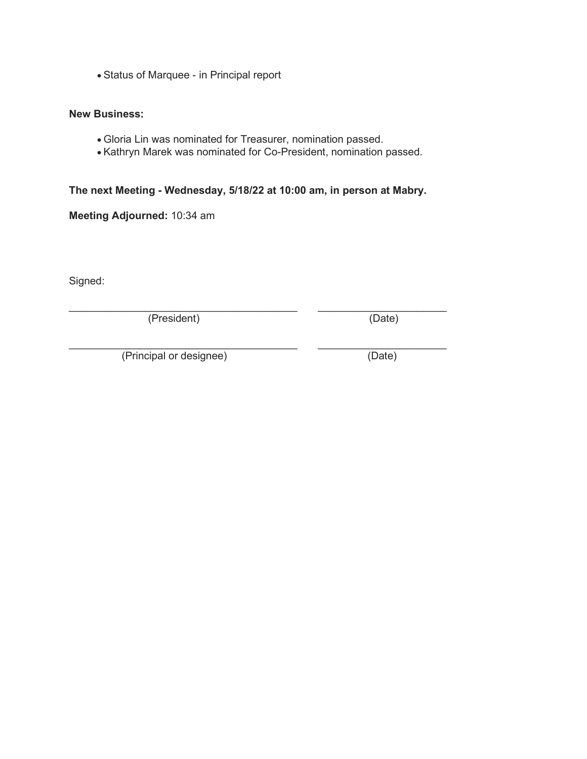- Status of Marquee - in Principal report

**New Business:**

- Gloria Lin was nominated for Treasurer, nomination passed.
- Kathryn Marek was nominated for Co-President, nomination passed.

**The next Meeting - Wednesday, 5/18/22 at 10:00 am, in person at Mabry.**

**Meeting Adjourned:** 10:34 am

Signed:

\_\_\_\_\_\_\_\_\_\_\_\_\_\_\_\_\_\_\_\_\_\_\_\_\_\_\_\_\_\_\_\_\_\_\_\_\_\_\_\_ \_\_\_\_\_\_\_\_\_\_\_\_\_\_\_\_\_\_\_\_\_\_\_
(President) (Date)

\_\_\_\_\_\_\_\_\_\_\_\_\_\_\_\_\_\_\_\_\_\_\_\_\_\_\_\_\_\_\_\_\_\_\_\_\_\_\_\_ \_\_\_\_\_\_\_\_\_\_\_\_\_\_\_\_\_\_\_\_\_\_\_
(Principal or designee) (Date)